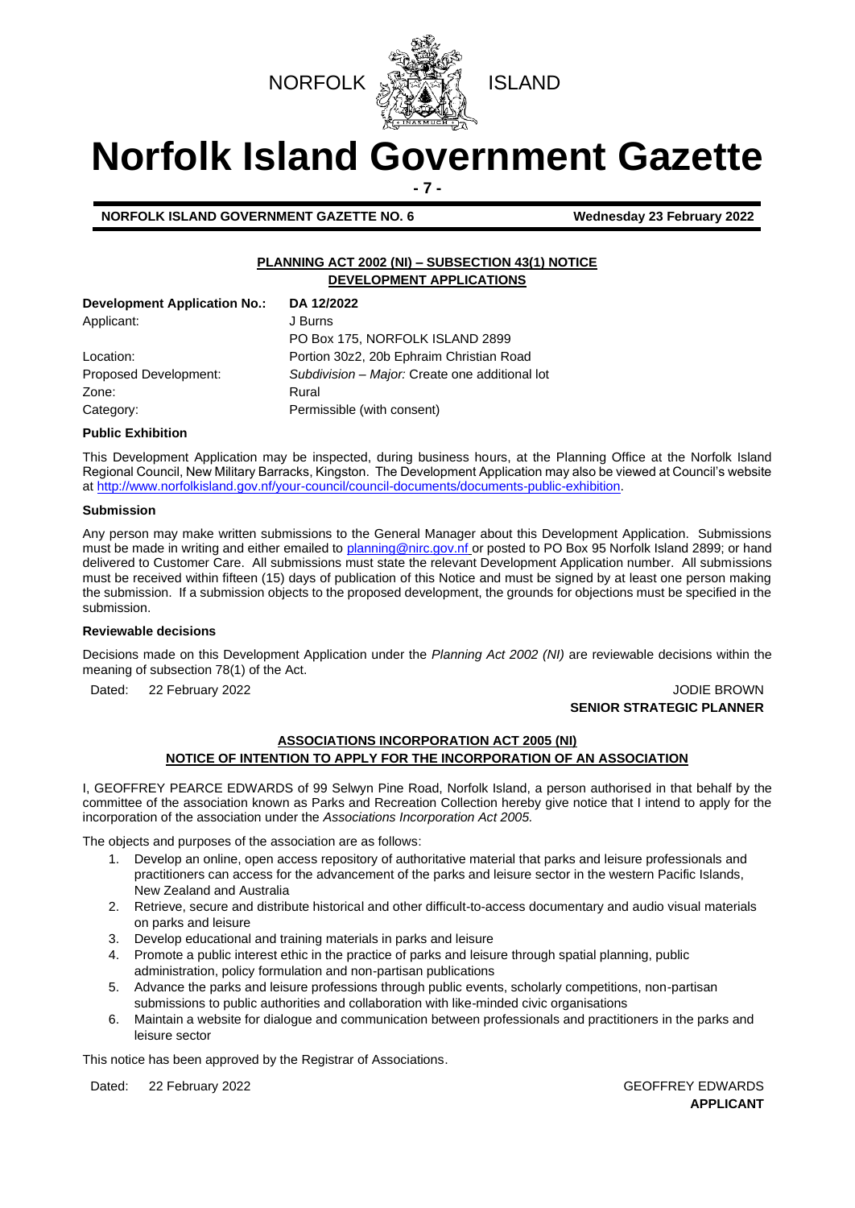NORFOLK ISLAND

# Norfolk Island Government Gazette

**NORFOLK ISLAND GOVERNMENT GAZETTE NO. 6** **Wednesday 23 February 2022**

## PLANNING ACT 2002 (NI) – SUBSECTION 43(1) NOTICE
## DEVELOPMENT APPLICATIONS

| | |
|---|---|
| **Development Application No.:** | **DA 12/2022** |
| Applicant: | J Burns<br>PO Box 175, NORFOLK ISLAND 2899 |
| Location: | Portion 30z2, 20b Ephraim Christian Road |
| Proposed Development: | *Subdivision – Major:* Create one additional lot |
| Zone: | Rural |
| Category: | Permissible (with consent) |

**Public Exhibition**

This Development Application may be inspected, during business hours, at the Planning Office at the Norfolk Island Regional Council, New Military Barracks, Kingston. The Development Application may also be viewed at Council's website at http://www.norfolkisland.gov.nf/your-council/council-documents/documents-public-exhibition.

**Submission**

Any person may make written submissions to the General Manager about this Development Application. Submissions must be made in writing and either emailed to planning@nirc.gov.nf or posted to PO Box 95 Norfolk Island 2899; or hand delivered to Customer Care. All submissions must state the relevant Development Application number. All submissions must be received within fifteen (15) days of publication of this Notice and must be signed by at least one person making the submission. If a submission objects to the proposed development, the grounds for objections must be specified in the submission.

**Reviewable decisions**

Decisions made on this Development Application under the *Planning Act 2002 (NI)* are reviewable decisions within the meaning of subsection 78(1) of the Act.

Dated: 22 February 2022

JODIE BROWN
**SENIOR STRATEGIC PLANNER**

## ASSOCIATIONS INCORPORATION ACT 2005 (NI)
## NOTICE OF INTENTION TO APPLY FOR THE INCORPORATION OF AN ASSOCIATION

I, GEOFFREY PEARCE EDWARDS of 99 Selwyn Pine Road, Norfolk Island, a person authorised in that behalf by the committee of the association known as Parks and Recreation Collection hereby give notice that I intend to apply for the incorporation of the association under the *Associations Incorporation Act 2005.*

The objects and purposes of the association are as follows:

1. Develop an online, open access repository of authoritative material that parks and leisure professionals and practitioners can access for the advancement of the parks and leisure sector in the western Pacific Islands, New Zealand and Australia
2. Retrieve, secure and distribute historical and other difficult-to-access documentary and audio visual materials on parks and leisure
3. Develop educational and training materials in parks and leisure
4. Promote a public interest ethic in the practice of parks and leisure through spatial planning, public administration, policy formulation and non-partisan publications
5. Advance the parks and leisure professions through public events, scholarly competitions, non-partisan submissions to public authorities and collaboration with like-minded civic organisations
6. Maintain a website for dialogue and communication between professionals and practitioners in the parks and leisure sector

This notice has been approved by the Registrar of Associations.

Dated: 22 February 2022

GEOFFREY EDWARDS
**APPLICANT**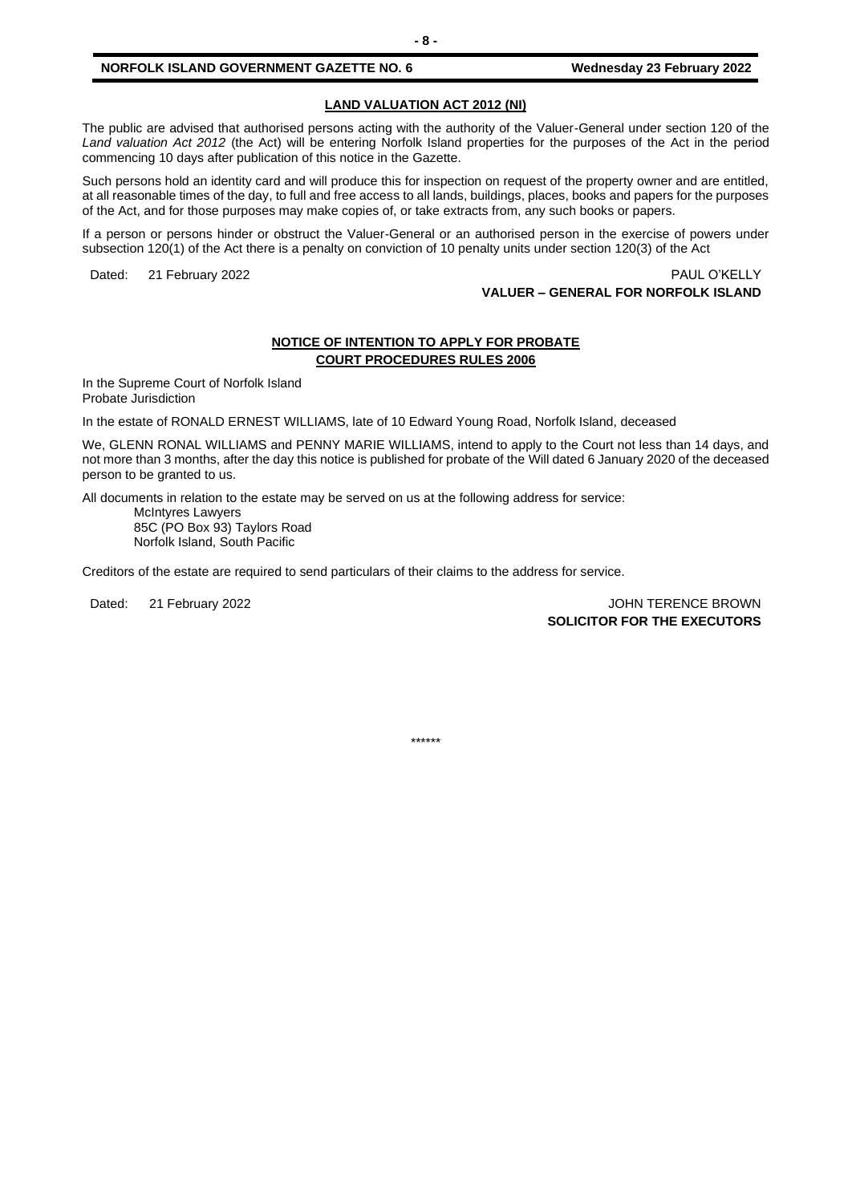## LAND VALUATION ACT 2012 (NI)

The public are advised that authorised persons acting with the authority of the Valuer-General under section 120 of the *Land valuation Act 2012* (the Act) will be entering Norfolk Island properties for the purposes of the Act in the period commencing 10 days after publication of this notice in the Gazette.

Such persons hold an identity card and will produce this for inspection on request of the property owner and are entitled, at all reasonable times of the day, to full and free access to all lands, buildings, places, books and papers for the purposes of the Act, and for those purposes may make copies of, or take extracts from, any such books or papers.

If a person or persons hinder or obstruct the Valuer-General or an authorised person in the exercise of powers under subsection 120(1) of the Act there is a penalty on conviction of 10 penalty units under section 120(3) of the Act

Dated: 21 February 2022

PAUL O'KELLY
**VALUER – GENERAL FOR NORFOLK ISLAND**

## NOTICE OF INTENTION TO APPLY FOR PROBATE
## COURT PROCEDURES RULES 2006

In the Supreme Court of Norfolk Island
Probate Jurisdiction

In the estate of RONALD ERNEST WILLIAMS, late of 10 Edward Young Road, Norfolk Island, deceased

We, GLENN RONAL WILLIAMS and PENNY MARIE WILLIAMS, intend to apply to the Court not less than 14 days, and not more than 3 months, after the day this notice is published for probate of the Will dated 6 January 2020 of the deceased person to be granted to us.

All documents in relation to the estate may be served on us at the following address for service:

McIntyres Lawyers
85C (PO Box 93) Taylors Road
Norfolk Island, South Pacific

Creditors of the estate are required to send particulars of their claims to the address for service.

Dated: 21 February 2022

JOHN TERENCE BROWN
**SOLICITOR FOR THE EXECUTORS**

******